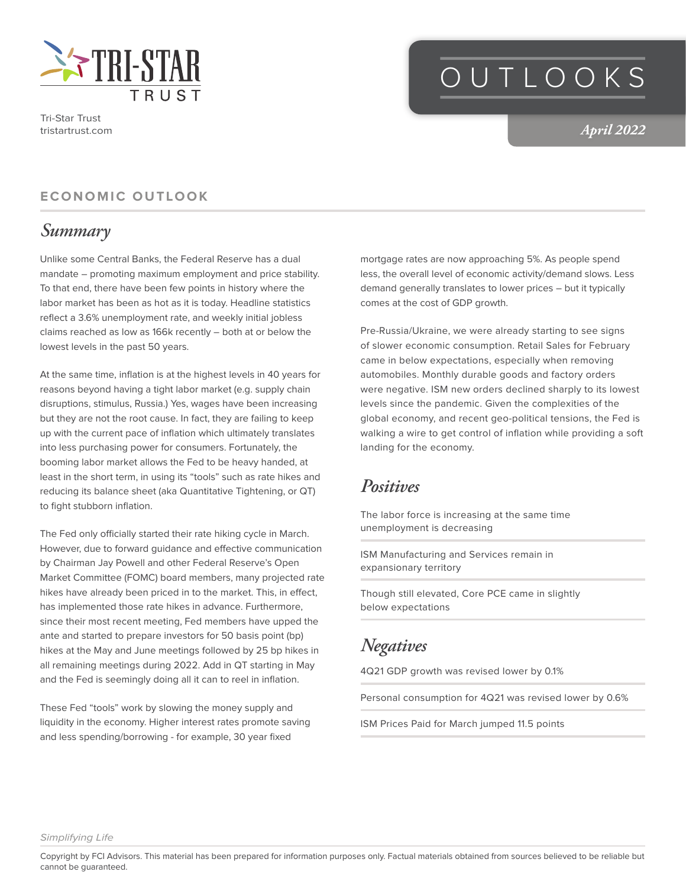Tri-Star Trust
tristartrust.com

# OUTLOOKS

*April 2022*

## ECONOMIC OUTLOOK

### *Summary*

Unlike some Central Banks, the Federal Reserve has a dual mandate – promoting maximum employment and price stability. To that end, there have been few points in history where the labor market has been as hot as it is today. Headline statistics reflect a 3.6% unemployment rate, and weekly initial jobless claims reached as low as 166k recently – both at or below the lowest levels in the past 50 years.

At the same time, inflation is at the highest levels in 40 years for reasons beyond having a tight labor market (e.g. supply chain disruptions, stimulus, Russia.) Yes, wages have been increasing but they are not the root cause. In fact, they are failing to keep up with the current pace of inflation which ultimately translates into less purchasing power for consumers. Fortunately, the booming labor market allows the Fed to be heavy handed, at least in the short term, in using its "tools" such as rate hikes and reducing its balance sheet (aka Quantitative Tightening, or QT) to fight stubborn inflation.

The Fed only officially started their rate hiking cycle in March. However, due to forward guidance and effective communication by Chairman Jay Powell and other Federal Reserve's Open Market Committee (FOMC) board members, many projected rate hikes have already been priced in to the market. This, in effect, has implemented those rate hikes in advance. Furthermore, since their most recent meeting, Fed members have upped the ante and started to prepare investors for 50 basis point (bp) hikes at the May and June meetings followed by 25 bp hikes in all remaining meetings during 2022. Add in QT starting in May and the Fed is seemingly doing all it can to reel in inflation.

These Fed "tools" work by slowing the money supply and liquidity in the economy. Higher interest rates promote saving and less spending/borrowing - for example, 30 year fixed mortgage rates are now approaching 5%. As people spend less, the overall level of economic activity/demand slows. Less demand generally translates to lower prices – but it typically comes at the cost of GDP growth.

Pre-Russia/Ukraine, we were already starting to see signs of slower economic consumption. Retail Sales for February came in below expectations, especially when removing automobiles. Monthly durable goods and factory orders were negative. ISM new orders declined sharply to its lowest levels since the pandemic. Given the complexities of the global economy, and recent geo-political tensions, the Fed is walking a wire to get control of inflation while providing a soft landing for the economy.

### *Positives*

The labor force is increasing at the same time unemployment is decreasing

ISM Manufacturing and Services remain in expansionary territory

Though still elevated, Core PCE came in slightly below expectations

### *Negatives*

4Q21 GDP growth was revised lower by 0.1%

Personal consumption for 4Q21 was revised lower by 0.6%

ISM Prices Paid for March jumped 11.5 points

*Simplifying Life*

Copyright by FCI Advisors. This material has been prepared for information purposes only. Factual materials obtained from sources believed to be reliable but cannot be guaranteed.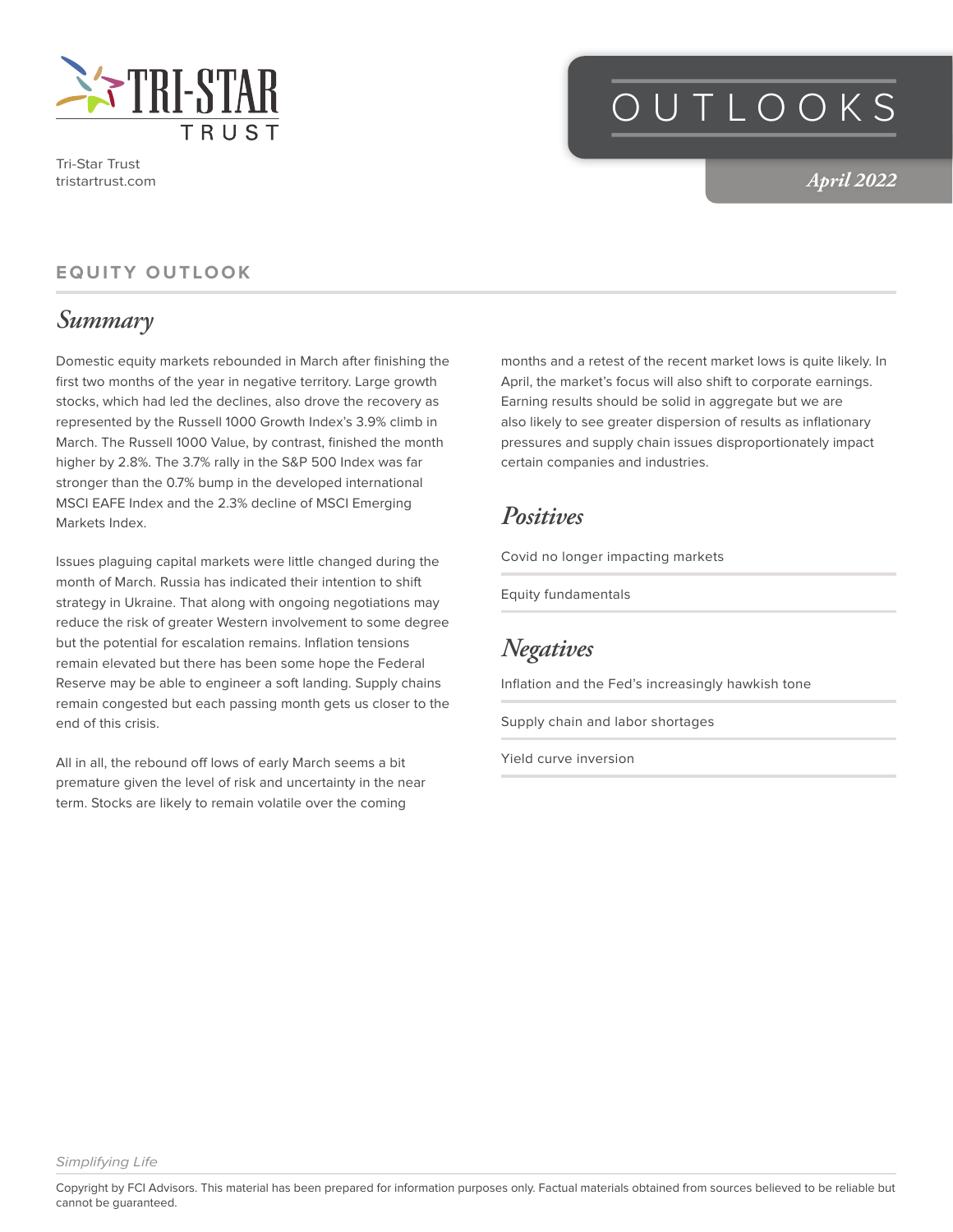Tri-Star Trust
tristartrust.com

# OUTLOOKS

*April 2022*

## EQUITY OUTLOOK

### *Summary*

Domestic equity markets rebounded in March after finishing the first two months of the year in negative territory. Large growth stocks, which had led the declines, also drove the recovery as represented by the Russell 1000 Growth Index's 3.9% climb in March. The Russell 1000 Value, by contrast, finished the month higher by 2.8%. The 3.7% rally in the S&P 500 Index was far stronger than the 0.7% bump in the developed international MSCI EAFE Index and the 2.3% decline of MSCI Emerging Markets Index.

Issues plaguing capital markets were little changed during the month of March. Russia has indicated their intention to shift strategy in Ukraine. That along with ongoing negotiations may reduce the risk of greater Western involvement to some degree but the potential for escalation remains. Inflation tensions remain elevated but there has been some hope the Federal Reserve may be able to engineer a soft landing. Supply chains remain congested but each passing month gets us closer to the end of this crisis.

All in all, the rebound off lows of early March seems a bit premature given the level of risk and uncertainty in the near term. Stocks are likely to remain volatile over the coming months and a retest of the recent market lows is quite likely. In April, the market's focus will also shift to corporate earnings. Earning results should be solid in aggregate but we are also likely to see greater dispersion of results as inflationary pressures and supply chain issues disproportionately impact certain companies and industries.

### *Positives*

- Covid no longer impacting markets
- Equity fundamentals

### *Negatives*

- Inflation and the Fed's increasingly hawkish tone
- Supply chain and labor shortages
- Yield curve inversion

*Simplifying Life*

Copyright by FCI Advisors. This material has been prepared for information purposes only. Factual materials obtained from sources believed to be reliable but cannot be guaranteed.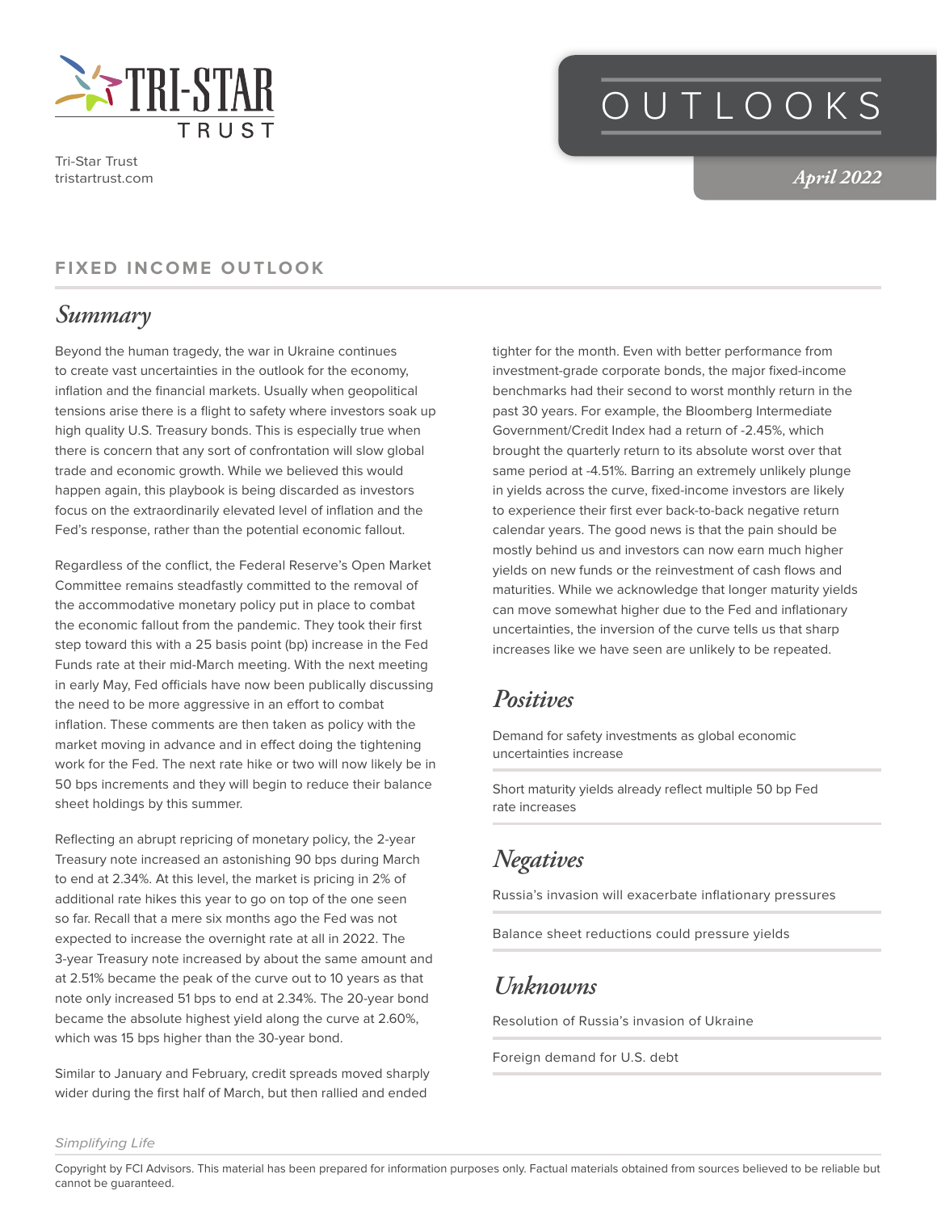Tri-Star Trust
tristartrust.com

# OUTLOOKS

*April 2022*

## FIXED INCOME OUTLOOK

### *Summary*

Beyond the human tragedy, the war in Ukraine continues to create vast uncertainties in the outlook for the economy, inflation and the financial markets. Usually when geopolitical tensions arise there is a flight to safety where investors soak up high quality U.S. Treasury bonds. This is especially true when there is concern that any sort of confrontation will slow global trade and economic growth. While we believed this would happen again, this playbook is being discarded as investors focus on the extraordinarily elevated level of inflation and the Fed's response, rather than the potential economic fallout.

Regardless of the conflict, the Federal Reserve's Open Market Committee remains steadfastly committed to the removal of the accommodative monetary policy put in place to combat the economic fallout from the pandemic. They took their first step toward this with a 25 basis point (bp) increase in the Fed Funds rate at their mid-March meeting. With the next meeting in early May, Fed officials have now been publically discussing the need to be more aggressive in an effort to combat inflation. These comments are then taken as policy with the market moving in advance and in effect doing the tightening work for the Fed. The next rate hike or two will now likely be in 50 bps increments and they will begin to reduce their balance sheet holdings by this summer.

Reflecting an abrupt repricing of monetary policy, the 2-year Treasury note increased an astonishing 90 bps during March to end at 2.34%. At this level, the market is pricing in 2% of additional rate hikes this year to go on top of the one seen so far. Recall that a mere six months ago the Fed was not expected to increase the overnight rate at all in 2022. The 3-year Treasury note increased by about the same amount and at 2.51% became the peak of the curve out to 10 years as that note only increased 51 bps to end at 2.34%. The 20-year bond became the absolute highest yield along the curve at 2.60%, which was 15 bps higher than the 30-year bond.

Similar to January and February, credit spreads moved sharply wider during the first half of March, but then rallied and ended tighter for the month. Even with better performance from investment-grade corporate bonds, the major fixed-income benchmarks had their second to worst monthly return in the past 30 years. For example, the Bloomberg Intermediate Government/Credit Index had a return of -2.45%, which brought the quarterly return to its absolute worst over that same period at -4.51%. Barring an extremely unlikely plunge in yields across the curve, fixed-income investors are likely to experience their first ever back-to-back negative return calendar years. The good news is that the pain should be mostly behind us and investors can now earn much higher yields on new funds or the reinvestment of cash flows and maturities. While we acknowledge that longer maturity yields can move somewhat higher due to the Fed and inflationary uncertainties, the inversion of the curve tells us that sharp increases like we have seen are unlikely to be repeated.

### *Positives*

- Demand for safety investments as global economic uncertainties increase
- Short maturity yields already reflect multiple 50 bp Fed rate increases

### *Negatives*

- Russia's invasion will exacerbate inflationary pressures
- Balance sheet reductions could pressure yields

### *Unknowns*

- Resolution of Russia's invasion of Ukraine
- Foreign demand for U.S. debt

*Simplifying Life*

Copyright by FCI Advisors. This material has been prepared for information purposes only. Factual materials obtained from sources believed to be reliable but cannot be guaranteed.